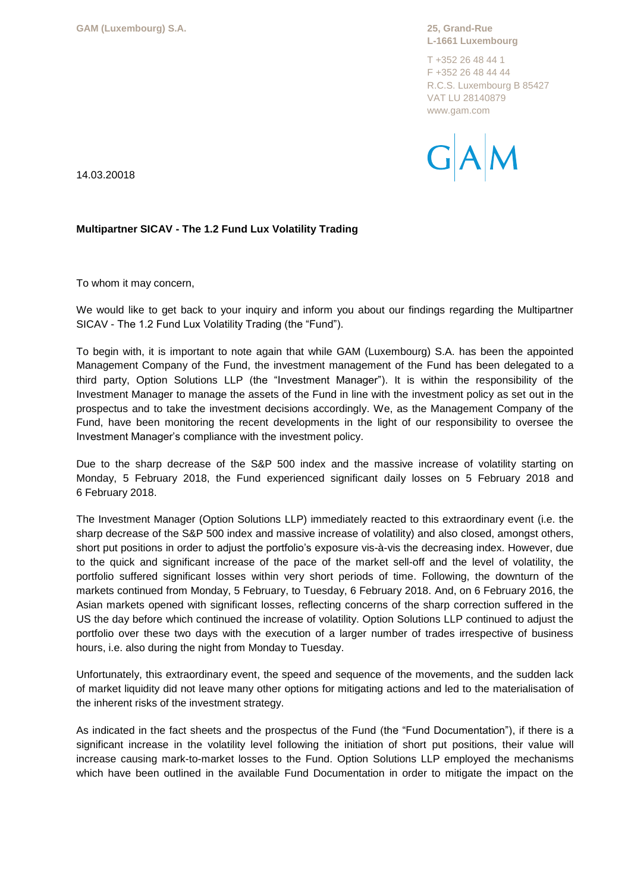GAM (Luxembourg) S.A.

**25, Grand-Rue**
**L-1661 Luxembourg**

T +352 26 48 44 1
F +352 26 48 44 44
R.C.S. Luxembourg B 85427
VAT LU 28140879
www.gam.com

GAM

14.03.20018

**Multipartner SICAV - The 1.2 Fund Lux Volatility Trading**

To whom it may concern,

We would like to get back to your inquiry and inform you about our findings regarding the Multipartner SICAV - The 1.2 Fund Lux Volatility Trading (the "Fund").

To begin with, it is important to note again that while GAM (Luxembourg) S.A. has been the appointed Management Company of the Fund, the investment management of the Fund has been delegated to a third party, Option Solutions LLP (the "Investment Manager"). It is within the responsibility of the Investment Manager to manage the assets of the Fund in line with the investment policy as set out in the prospectus and to take the investment decisions accordingly. We, as the Management Company of the Fund, have been monitoring the recent developments in the light of our responsibility to oversee the Investment Manager's compliance with the investment policy.

Due to the sharp decrease of the S&P 500 index and the massive increase of volatility starting on Monday, 5 February 2018, the Fund experienced significant daily losses on 5 February 2018 and 6 February 2018.

The Investment Manager (Option Solutions LLP) immediately reacted to this extraordinary event (i.e. the sharp decrease of the S&P 500 index and massive increase of volatility) and also closed, amongst others, short put positions in order to adjust the portfolio's exposure vis-à-vis the decreasing index. However, due to the quick and significant increase of the pace of the market sell-off and the level of volatility, the portfolio suffered significant losses within very short periods of time. Following, the downturn of the markets continued from Monday, 5 February, to Tuesday, 6 February 2018. And, on 6 February 2016, the Asian markets opened with significant losses, reflecting concerns of the sharp correction suffered in the US the day before which continued the increase of volatility. Option Solutions LLP continued to adjust the portfolio over these two days with the execution of a larger number of trades irrespective of business hours, i.e. also during the night from Monday to Tuesday.

Unfortunately, this extraordinary event, the speed and sequence of the movements, and the sudden lack of market liquidity did not leave many other options for mitigating actions and led to the materialisation of the inherent risks of the investment strategy.

As indicated in the fact sheets and the prospectus of the Fund (the "Fund Documentation"), if there is a significant increase in the volatility level following the initiation of short put positions, their value will increase causing mark-to-market losses to the Fund. Option Solutions LLP employed the mechanisms which have been outlined in the available Fund Documentation in order to mitigate the impact on the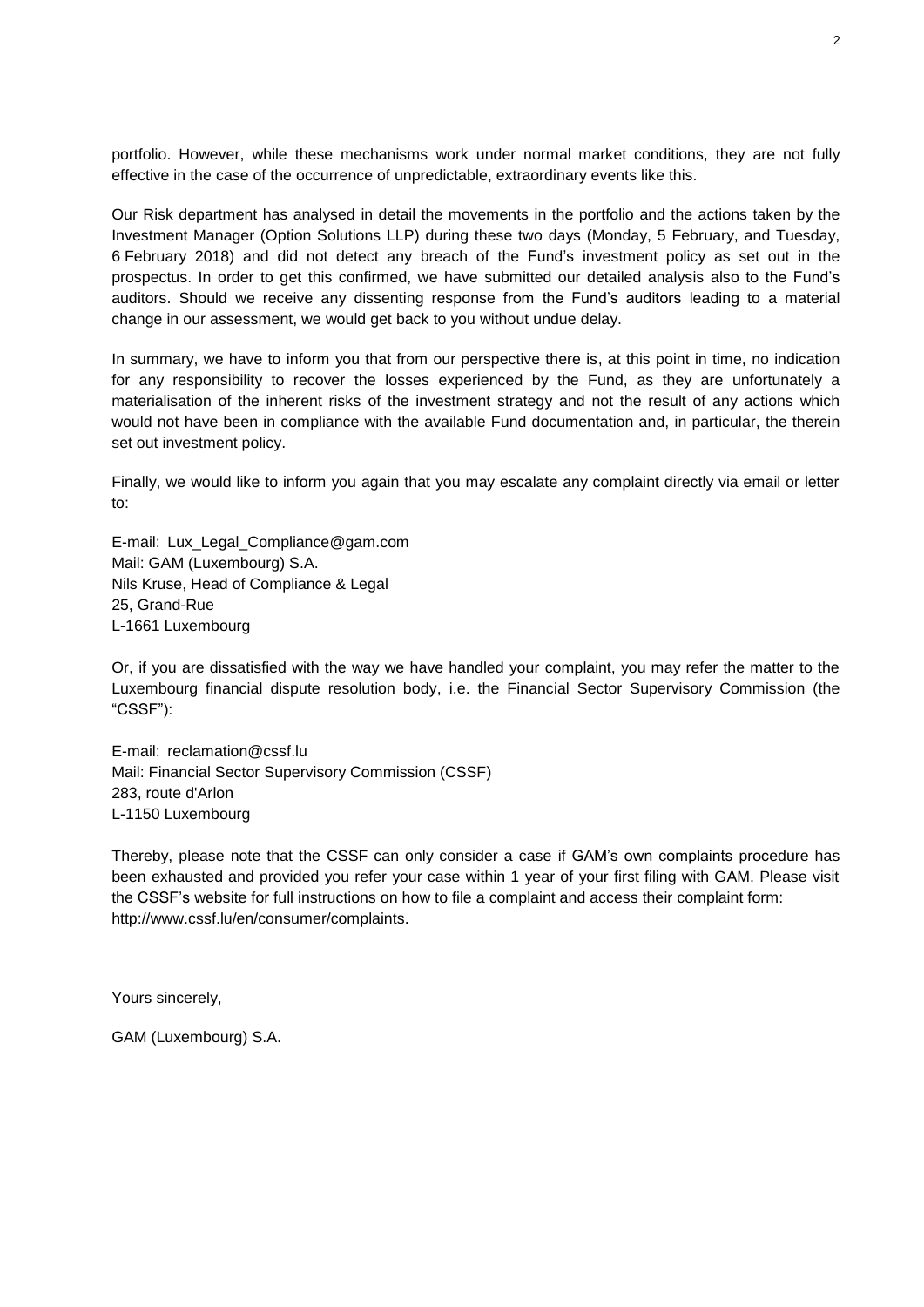portfolio. However, while these mechanisms work under normal market conditions, they are not fully effective in the case of the occurrence of unpredictable, extraordinary events like this.

Our Risk department has analysed in detail the movements in the portfolio and the actions taken by the Investment Manager (Option Solutions LLP) during these two days (Monday, 5 February, and Tuesday, 6 February 2018) and did not detect any breach of the Fund's investment policy as set out in the prospectus. In order to get this confirmed, we have submitted our detailed analysis also to the Fund's auditors. Should we receive any dissenting response from the Fund's auditors leading to a material change in our assessment, we would get back to you without undue delay.

In summary, we have to inform you that from our perspective there is, at this point in time, no indication for any responsibility to recover the losses experienced by the Fund, as they are unfortunately a materialisation of the inherent risks of the investment strategy and not the result of any actions which would not have been in compliance with the available Fund documentation and, in particular, the therein set out investment policy.

Finally, we would like to inform you again that you may escalate any complaint directly via email or letter to:

E-mail: Lux_Legal_Compliance@gam.com
Mail: GAM (Luxembourg) S.A.
Nils Kruse, Head of Compliance & Legal
25, Grand-Rue
L-1661 Luxembourg

Or, if you are dissatisfied with the way we have handled your complaint, you may refer the matter to the Luxembourg financial dispute resolution body, i.e. the Financial Sector Supervisory Commission (the "CSSF"):

E-mail: reclamation@cssf.lu
Mail: Financial Sector Supervisory Commission (CSSF)
283, route d'Arlon
L-1150 Luxembourg

Thereby, please note that the CSSF can only consider a case if GAM's own complaints procedure has been exhausted and provided you refer your case within 1 year of your first filing with GAM. Please visit the CSSF's website for full instructions on how to file a complaint and access their complaint form: http://www.cssf.lu/en/consumer/complaints.

Yours sincerely,

GAM (Luxembourg) S.A.